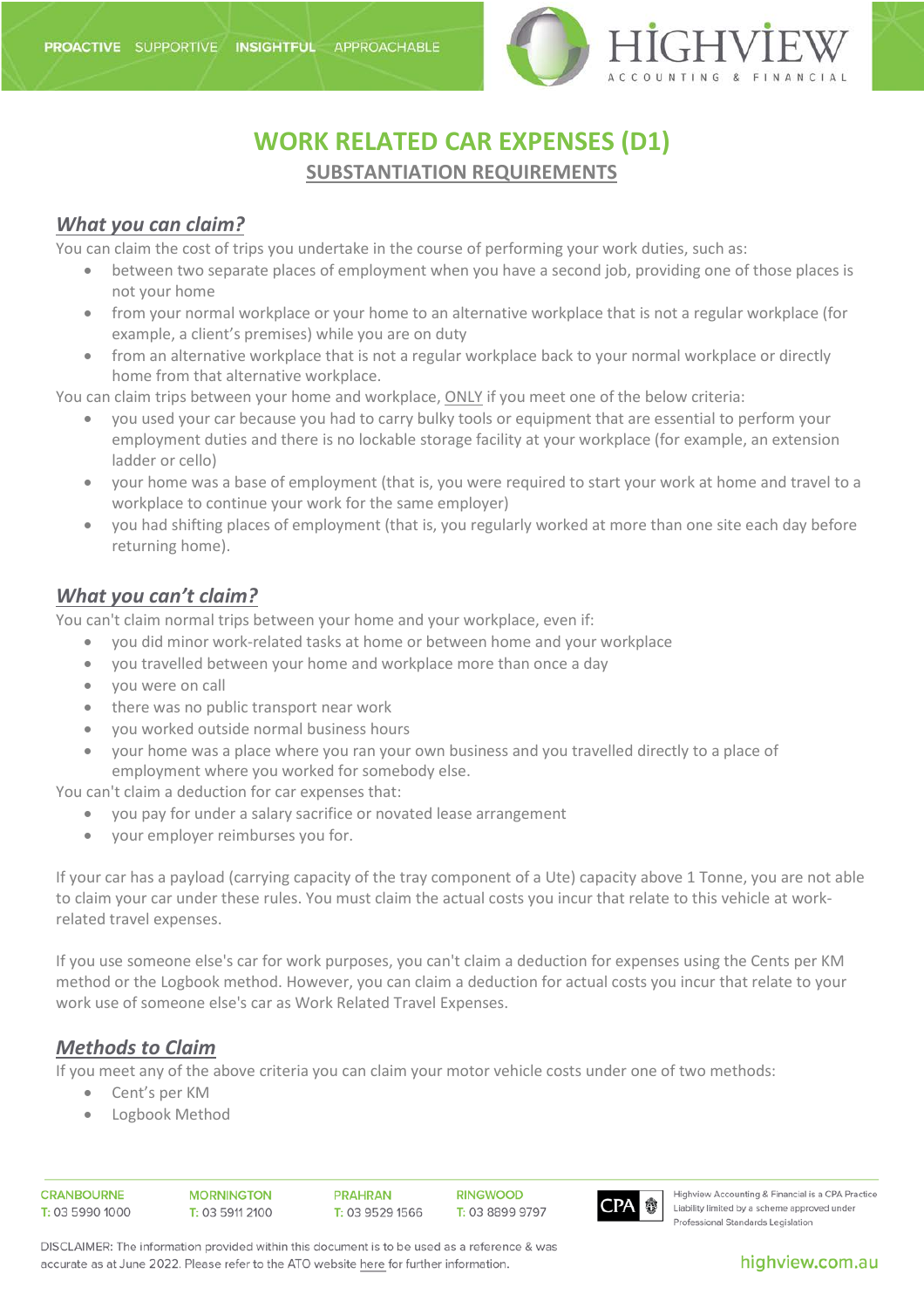# WORK RELATED CAR EXPENSES (D1)

## SUBSTANTIATION REQUIREMENTS

### *What you can claim?*

You can claim the cost of trips you undertake in the course of performing your work duties, such as:

- between two separate places of employment when you have a second job, providing one of those places is not your home
- from your normal workplace or your home to an alternative workplace that is not a regular workplace (for example, a client's premises) while you are on duty
- from an alternative workplace that is not a regular workplace back to your normal workplace or directly home from that alternative workplace.

You can claim trips between your home and workplace, ONLY if you meet one of the below criteria:

- you used your car because you had to carry bulky tools or equipment that are essential to perform your employment duties and there is no lockable storage facility at your workplace (for example, an extension ladder or cello)
- your home was a base of employment (that is, you were required to start your work at home and travel to a workplace to continue your work for the same employer)
- you had shifting places of employment (that is, you regularly worked at more than one site each day before returning home).

### *What you can't claim?*

You can't claim normal trips between your home and your workplace, even if:

- you did minor work-related tasks at home or between home and your workplace
- you travelled between your home and workplace more than once a day
- you were on call
- there was no public transport near work
- you worked outside normal business hours
- your home was a place where you ran your own business and you travelled directly to a place of employment where you worked for somebody else.

You can't claim a deduction for car expenses that:

- you pay for under a salary sacrifice or novated lease arrangement
- your employer reimburses you for.

If your car has a payload (carrying capacity of the tray component of a Ute) capacity above 1 Tonne, you are not able to claim your car under these rules. You must claim the actual costs you incur that relate to this vehicle at work-related travel expenses.

If you use someone else's car for work purposes, you can't claim a deduction for expenses using the Cents per KM method or the Logbook method. However, you can claim a deduction for actual costs you incur that relate to your work use of someone else's car as Work Related Travel Expenses.

### *Methods to Claim*

If you meet any of the above criteria you can claim your motor vehicle costs under one of two methods:

- Cent's per KM
- Logbook Method

DISCLAIMER: The information provided within this document is to be used as a reference & was accurate as at June 2022. Please refer to the ATO website here for further information.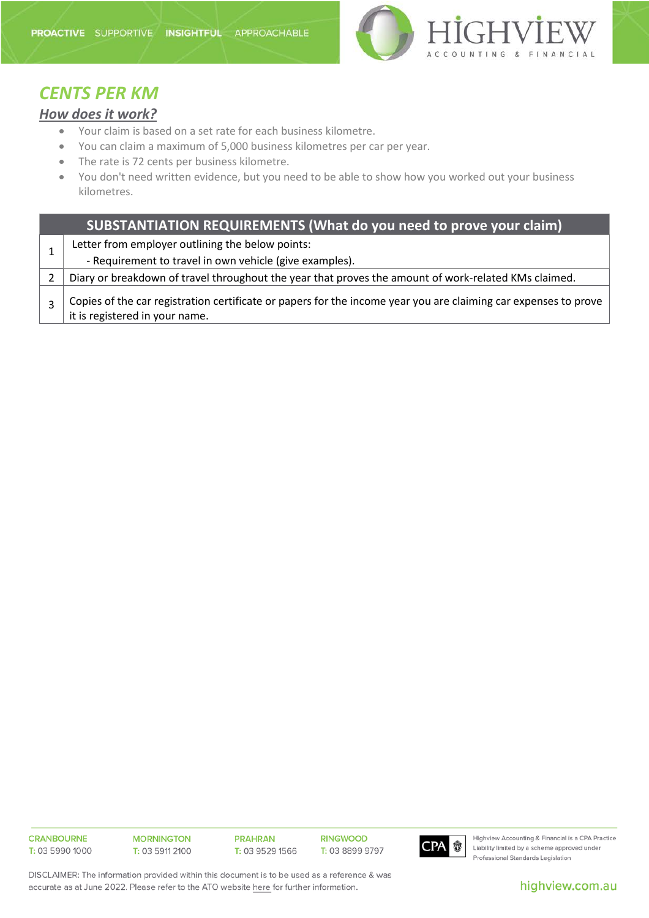## *CENTS PER KM*

### ***How does it work?***

- Your claim is based on a set rate for each business kilometre.
- You can claim a maximum of 5,000 business kilometres per car per year.
- The rate is 72 cents per business kilometre.
- You don't need written evidence, but you need to be able to show how you worked out your business kilometres.

| | SUBSTANTIATION REQUIREMENTS (What do you need to prove your claim) |
|---|---|
| 1 | Letter from employer outlining the below points:<br>- Requirement to travel in own vehicle (give examples). |
| 2 | Diary or breakdown of travel throughout the year that proves the amount of work-related KMs claimed. |
| 3 | Copies of the car registration certificate or papers for the income year you are claiming car expenses to prove it is registered in your name. |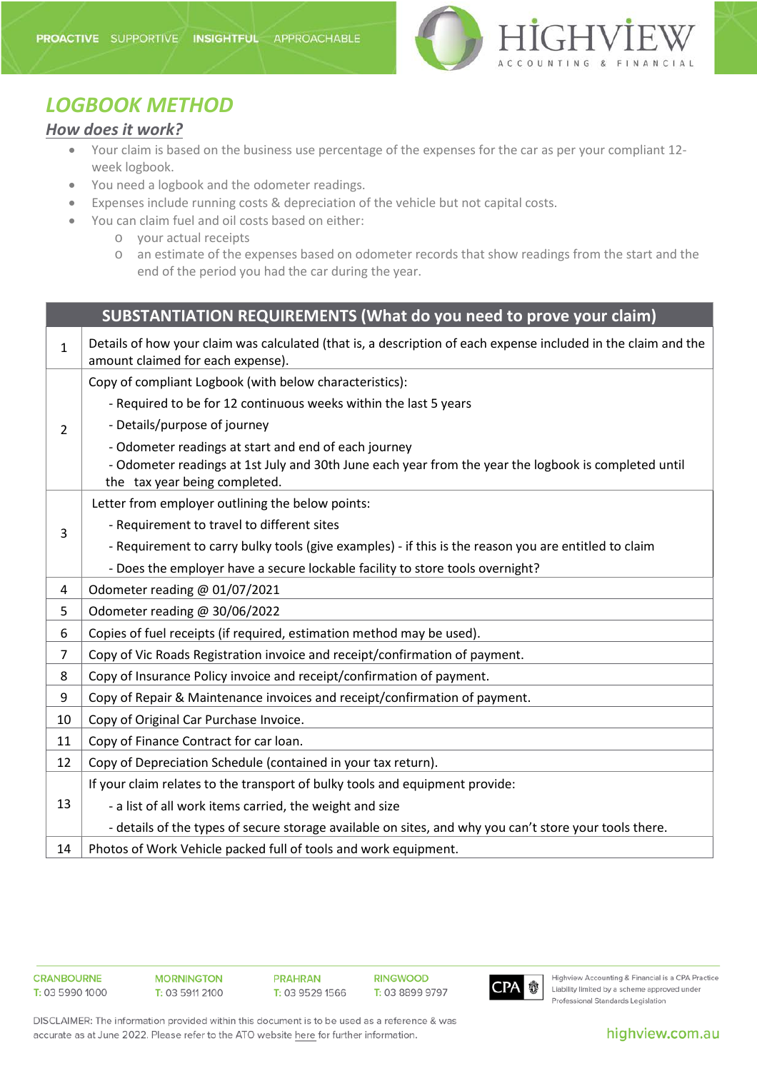## *LOGBOOK METHOD*

### ***How does it work?***

- Your claim is based on the business use percentage of the expenses for the car as per your compliant 12-week logbook.
- You need a logbook and the odometer readings.
- Expenses include running costs & depreciation of the vehicle but not capital costs.
- You can claim fuel and oil costs based on either:
  - your actual receipts
  - an estimate of the expenses based on odometer records that show readings from the start and the end of the period you had the car during the year.

| SUBSTANTIATION REQUIREMENTS (What do you need to prove your claim) | |
|---|---|
| 1 | Details of how your claim was calculated (that is, a description of each expense included in the claim and the amount claimed for each expense). |
| 2 | Copy of compliant Logbook (with below characteristics):<br>- Required to be for 12 continuous weeks within the last 5 years<br>- Details/purpose of journey<br>- Odometer readings at start and end of each journey<br>- Odometer readings at 1st July and 30th June each year from the year the logbook is completed until the tax year being completed. |
| 3 | Letter from employer outlining the below points:<br>- Requirement to travel to different sites<br>- Requirement to carry bulky tools (give examples) - if this is the reason you are entitled to claim<br>- Does the employer have a secure lockable facility to store tools overnight? |
| 4 | Odometer reading @ 01/07/2021 |
| 5 | Odometer reading @ 30/06/2022 |
| 6 | Copies of fuel receipts (if required, estimation method may be used). |
| 7 | Copy of Vic Roads Registration invoice and receipt/confirmation of payment. |
| 8 | Copy of Insurance Policy invoice and receipt/confirmation of payment. |
| 9 | Copy of Repair & Maintenance invoices and receipt/confirmation of payment. |
| 10 | Copy of Original Car Purchase Invoice. |
| 11 | Copy of Finance Contract for car loan. |
| 12 | Copy of Depreciation Schedule (contained in your tax return). |
| 13 | If your claim relates to the transport of bulky tools and equipment provide:<br>- a list of all work items carried, the weight and size<br>- details of the types of secure storage available on sites, and why you can't store your tools there. |
| 14 | Photos of Work Vehicle packed full of tools and work equipment. |

DISCLAIMER: The information provided within this document is to be used as a reference & was accurate as at June 2022. Please refer to the ATO website here for further information.